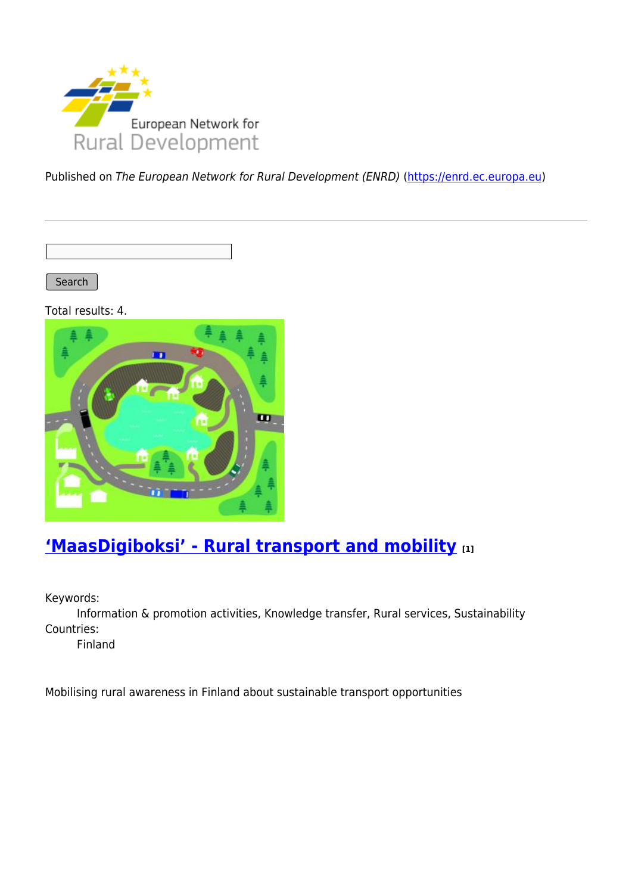European Network for Rural Development

Published on *The European Network for Rural Development (ENRD)* (https://enrd.ec.europa.eu)

Search

Total results: 4.

## ‘MaasDigiboksi’ - Rural transport and mobility [1]

Keywords:
Information & promotion activities, Knowledge transfer, Rural services, Sustainability

Countries:
Finland

Mobilising rural awareness in Finland about sustainable transport opportunities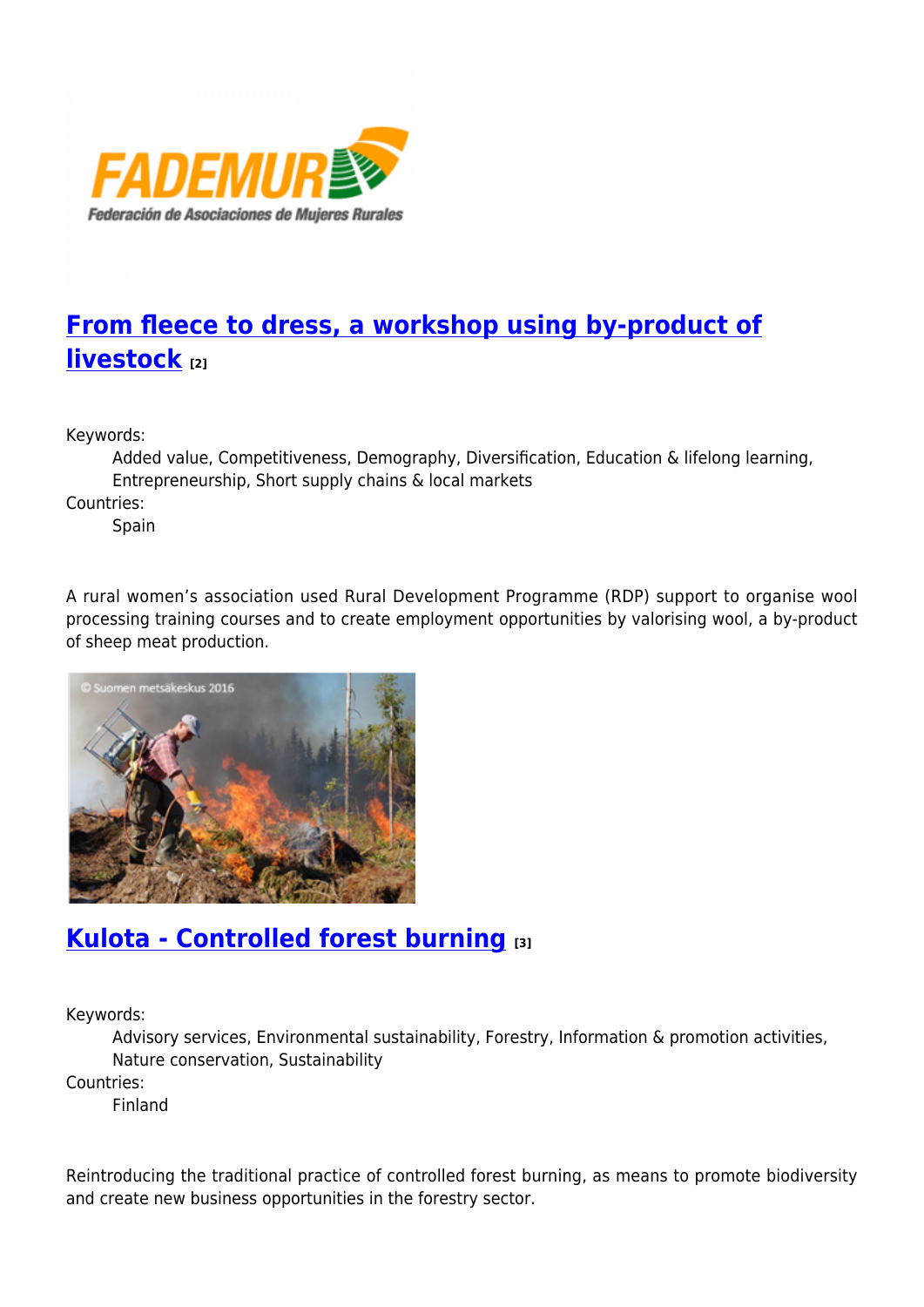## From fleece to dress, a workshop using by-product of livestock [2]

Keywords:

Added value, Competitiveness, Demography, Diversification, Education & lifelong learning, Entrepreneurship, Short supply chains & local markets

Countries:

Spain

A rural women's association used Rural Development Programme (RDP) support to organise wool processing training courses and to create employment opportunities by valorising wool, a by-product of sheep meat production.

## Kulota - Controlled forest burning [3]

Keywords:

Advisory services, Environmental sustainability, Forestry, Information & promotion activities, Nature conservation, Sustainability

Countries:

Finland

Reintroducing the traditional practice of controlled forest burning, as means to promote biodiversity and create new business opportunities in the forestry sector.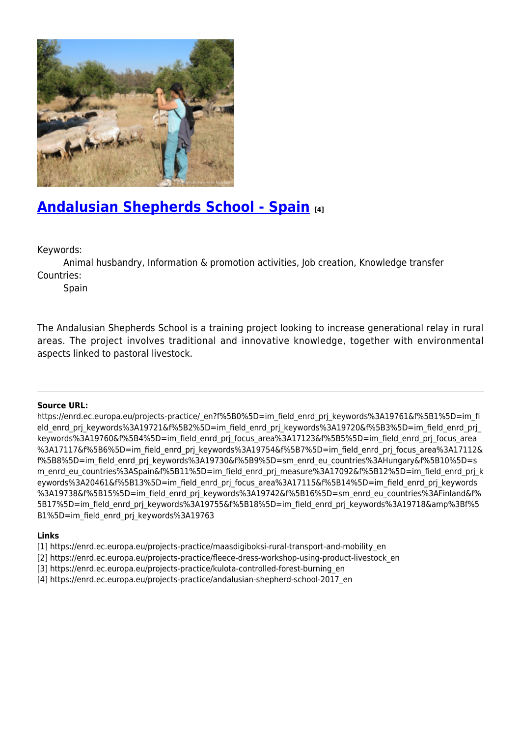## [Andalusian Shepherds School - Spain](https://enrd.ec.europa.eu/projects-practice/andalusian-shepherd-school-2017_en) [4]

Keywords:
  Animal husbandry, Information & promotion activities, Job creation, Knowledge transfer

Countries:
  Spain

The Andalusian Shepherds School is a training project looking to increase generational relay in rural areas. The project involves traditional and innovative knowledge, together with environmental aspects linked to pastoral livestock.

---

**Source URL:**
https://enrd.ec.europa.eu/projects-practice/_en?f%5B0%5D=im_field_enrd_prj_keywords%3A19761&f%5B1%5D=im_field_enrd_prj_keywords%3A19721&f%5B2%5D=im_field_enrd_prj_keywords%3A19720&f%5B3%5D=im_field_enrd_prj_keywords%3A19760&f%5B4%5D=im_field_enrd_prj_focus_area%3A17123&f%5B5%5D=im_field_enrd_prj_focus_area%3A17117&f%5B6%5D=im_field_enrd_prj_keywords%3A19754&f%5B7%5D=im_field_enrd_prj_focus_area%3A17112&f%5B8%5D=im_field_enrd_prj_keywords%3A19730&f%5B9%5D=sm_enrd_eu_countries%3AHungary&f%5B10%5D=sm_enrd_eu_countries%3ASpain&f%5B11%5D=im_field_enrd_prj_measure%3A17092&f%5B12%5D=im_field_enrd_prj_keywords%3A20461&f%5B13%5D=im_field_enrd_prj_focus_area%3A17115&f%5B14%5D=im_field_enrd_prj_keywords%3A19738&f%5B15%5D=im_field_enrd_prj_keywords%3A19742&f%5B16%5D=sm_enrd_eu_countries%3AFinland&f%5B17%5D=im_field_enrd_prj_keywords%3A19755&f%5B18%5D=im_field_enrd_prj_keywords%3A19718&amp%3Bf%5B1%5D=im_field_enrd_prj_keywords%3A19763

**Links**

[1] https://enrd.ec.europa.eu/projects-practice/maasdigiboksi-rural-transport-and-mobility_en
[2] https://enrd.ec.europa.eu/projects-practice/fleece-dress-workshop-using-product-livestock_en
[3] https://enrd.ec.europa.eu/projects-practice/kulota-controlled-forest-burning_en
[4] https://enrd.ec.europa.eu/projects-practice/andalusian-shepherd-school-2017_en